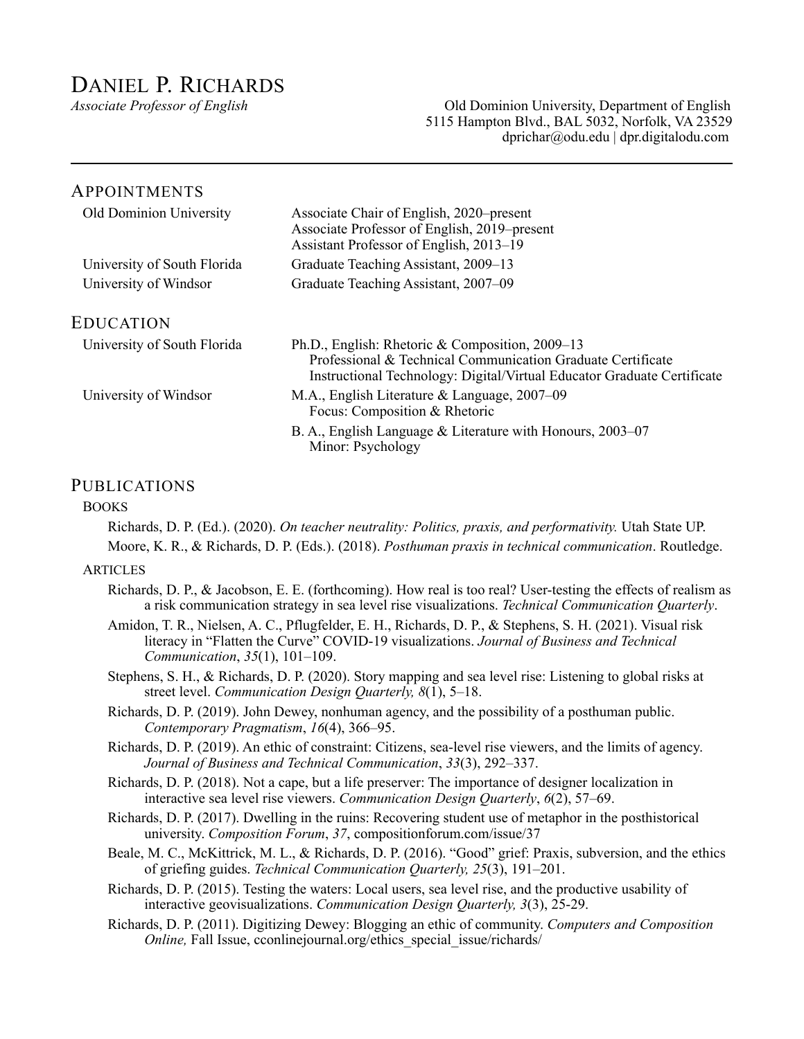# DANIEL P. RICHARDS

*Associate Professor of English*

Old Dominion University, Department of English
5115 Hampton Blvd., BAL 5032, Norfolk, VA 23529
dprichar@odu.edu | dpr.digitalodu.com

---

## APPOINTMENTS

| | |
|---|---|
| Old Dominion University | Associate Chair of English, 2020–present |
| | Associate Professor of English, 2019–present |
| | Assistant Professor of English, 2013–19 |
| University of South Florida | Graduate Teaching Assistant, 2009–13 |
| University of Windsor | Graduate Teaching Assistant, 2007–09 |

## EDUCATION

| | |
|---|---|
| University of South Florida | Ph.D., English: Rhetoric & Composition, 2009–13 |
| | Professional & Technical Communication Graduate Certificate |
| | Instructional Technology: Digital/Virtual Educator Graduate Certificate |
| University of Windsor | M.A., English Literature & Language, 2007–09 |
| | Focus: Composition & Rhetoric |
| | B. A., English Language & Literature with Honours, 2003–07 |
| | Minor: Psychology |

## PUBLICATIONS

### BOOKS

Richards, D. P. (Ed.). (2020). *On teacher neutrality: Politics, praxis, and performativity.* Utah State UP.

Moore, K. R., & Richards, D. P. (Eds.). (2018). *Posthuman praxis in technical communication*. Routledge.

### ARTICLES

Richards, D. P., & Jacobson, E. E. (forthcoming). How real is too real? User-testing the effects of realism as a risk communication strategy in sea level rise visualizations. *Technical Communication Quarterly*.

Amidon, T. R., Nielsen, A. C., Pflugfelder, E. H., Richards, D. P., & Stephens, S. H. (2021). Visual risk literacy in "Flatten the Curve" COVID-19 visualizations. *Journal of Business and Technical Communication*, *35*(1), 101–109.

Stephens, S. H., & Richards, D. P. (2020). Story mapping and sea level rise: Listening to global risks at street level. *Communication Design Quarterly, 8*(1), 5–18.

Richards, D. P. (2019). John Dewey, nonhuman agency, and the possibility of a posthuman public. *Contemporary Pragmatism*, *16*(4), 366–95.

Richards, D. P. (2019). An ethic of constraint: Citizens, sea-level rise viewers, and the limits of agency. *Journal of Business and Technical Communication*, *33*(3), 292–337.

Richards, D. P. (2018). Not a cape, but a life preserver: The importance of designer localization in interactive sea level rise viewers. *Communication Design Quarterly*, *6*(2), 57–69.

Richards, D. P. (2017). Dwelling in the ruins: Recovering student use of metaphor in the posthistorical university. *Composition Forum*, *37*, compositionforum.com/issue/37

Beale, M. C., McKittrick, M. L., & Richards, D. P. (2016). "Good" grief: Praxis, subversion, and the ethics of griefing guides. *Technical Communication Quarterly, 25*(3), 191–201.

Richards, D. P. (2015). Testing the waters: Local users, sea level rise, and the productive usability of interactive geovisualizations. *Communication Design Quarterly, 3*(3), 25-29.

Richards, D. P. (2011). Digitizing Dewey: Blogging an ethic of community. *Computers and Composition Online,* Fall Issue, cconlinejournal.org/ethics_special_issue/richards/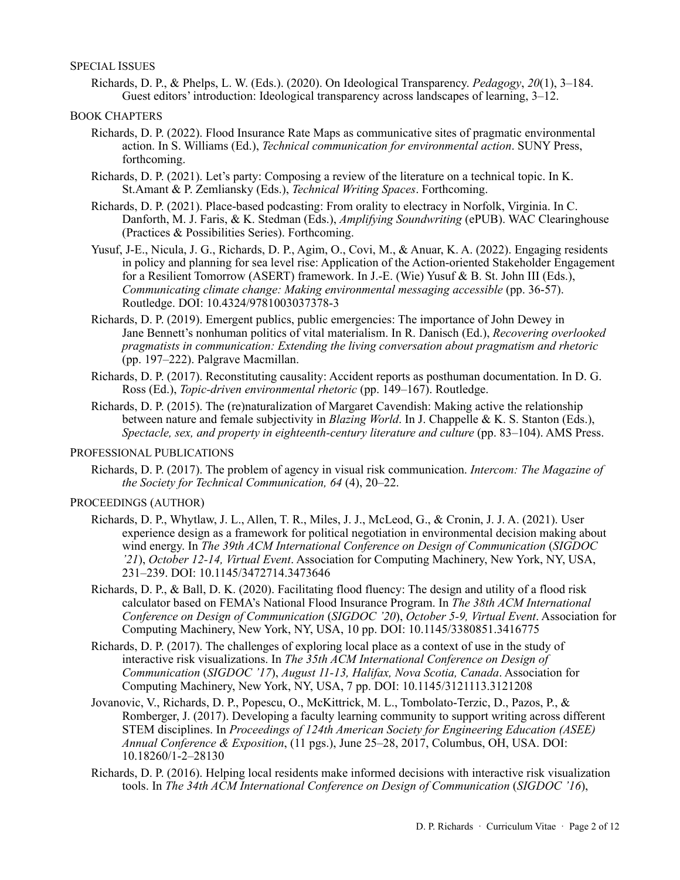### Special Issues

Richards, D. P., & Phelps, L. W. (Eds.). (2020). On Ideological Transparency. *Pedagogy*, *20*(1), 3–184. Guest editors' introduction: Ideological transparency across landscapes of learning, 3–12.

### Book Chapters

Richards, D. P. (2022). Flood Insurance Rate Maps as communicative sites of pragmatic environmental action. In S. Williams (Ed.), *Technical communication for environmental action*. SUNY Press, forthcoming.

Richards, D. P. (2021). Let's party: Composing a review of the literature on a technical topic. In K. St.Amant & P. Zemliansky (Eds.), *Technical Writing Spaces*. Forthcoming.

Richards, D. P. (2021). Place-based podcasting: From orality to electracy in Norfolk, Virginia. In C. Danforth, M. J. Faris, & K. Stedman (Eds.), *Amplifying Soundwriting* (ePUB). WAC Clearinghouse (Practices & Possibilities Series). Forthcoming.

Yusuf, J-E., Nicula, J. G., Richards, D. P., Agim, O., Covi, M., & Anuar, K. A. (2022). Engaging residents in policy and planning for sea level rise: Application of the Action-oriented Stakeholder Engagement for a Resilient Tomorrow (ASERT) framework. In J.-E. (Wie) Yusuf & B. St. John III (Eds.), *Communicating climate change: Making environmental messaging accessible* (pp. 36-57). Routledge. DOI: 10.4324/9781003037378-3

Richards, D. P. (2019). Emergent publics, public emergencies: The importance of John Dewey in Jane Bennett's nonhuman politics of vital materialism. In R. Danisch (Ed.), *Recovering overlooked pragmatists in communication: Extending the living conversation about pragmatism and rhetoric* (pp. 197–222). Palgrave Macmillan.

Richards, D. P. (2017). Reconstituting causality: Accident reports as posthuman documentation. In D. G. Ross (Ed.), *Topic-driven environmental rhetoric* (pp. 149–167). Routledge.

Richards, D. P. (2015). The (re)naturalization of Margaret Cavendish: Making active the relationship between nature and female subjectivity in *Blazing World*. In J. Chappelle & K. S. Stanton (Eds.), *Spectacle, sex, and property in eighteenth-century literature and culture* (pp. 83–104). AMS Press.

### Professional Publications

Richards, D. P. (2017). The problem of agency in visual risk communication. *Intercom: The Magazine of the Society for Technical Communication, 64* (4), 20–22.

### Proceedings (Author)

Richards, D. P., Whytlaw, J. L., Allen, T. R., Miles, J. J., McLeod, G., & Cronin, J. J. A. (2021). User experience design as a framework for political negotiation in environmental decision making about wind energy. In *The 39th ACM International Conference on Design of Communication* (*SIGDOC '21*), *October 12-14, Virtual Event*. Association for Computing Machinery, New York, NY, USA, 231–239. DOI: 10.1145/3472714.3473646

Richards, D. P., & Ball, D. K. (2020). Facilitating flood fluency: The design and utility of a flood risk calculator based on FEMA's National Flood Insurance Program. In *The 38th ACM International Conference on Design of Communication* (*SIGDOC '20*), *October 5-9, Virtual Event*. Association for Computing Machinery, New York, NY, USA, 10 pp. DOI: 10.1145/3380851.3416775

Richards, D. P. (2017). The challenges of exploring local place as a context of use in the study of interactive risk visualizations. In *The 35th ACM International Conference on Design of Communication* (*SIGDOC '17*), *August 11-13, Halifax, Nova Scotia, Canada*. Association for Computing Machinery, New York, NY, USA, 7 pp. DOI: 10.1145/3121113.3121208

Jovanovic, V., Richards, D. P., Popescu, O., McKittrick, M. L., Tombolato-Terzic, D., Pazos, P., & Romberger, J. (2017). Developing a faculty learning community to support writing across different STEM disciplines. In *Proceedings of 124th American Society for Engineering Education (ASEE) Annual Conference & Exposition*, (11 pgs.), June 25–28, 2017, Columbus, OH, USA. DOI: 10.18260/1-2–28130

Richards, D. P. (2016). Helping local residents make informed decisions with interactive risk visualization tools. In *The 34th ACM International Conference on Design of Communication* (*SIGDOC '16*),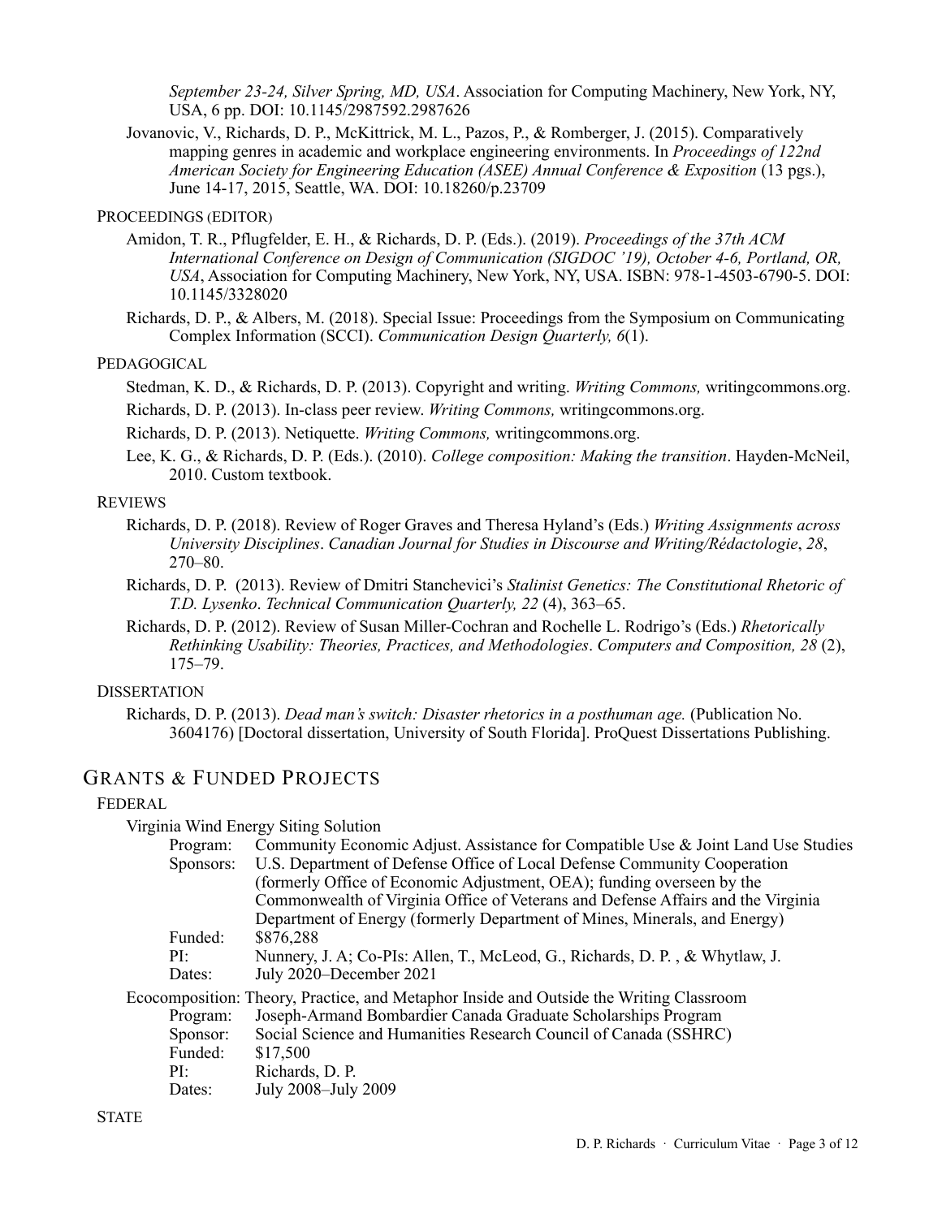*September 23-24, Silver Spring, MD, USA*. Association for Computing Machinery, New York, NY, USA, 6 pp. DOI: 10.1145/2987592.2987626

Jovanovic, V., Richards, D. P., McKittrick, M. L., Pazos, P., & Romberger, J. (2015). Comparatively mapping genres in academic and workplace engineering environments. In *Proceedings of 122nd American Society for Engineering Education (ASEE) Annual Conference & Exposition* (13 pgs.), June 14-17, 2015, Seattle, WA. DOI: 10.18260/p.23709

### PROCEEDINGS (EDITOR)

Amidon, T. R., Pflugfelder, E. H., & Richards, D. P. (Eds.). (2019). *Proceedings of the 37th ACM International Conference on Design of Communication (SIGDOC '19), October 4-6, Portland, OR, USA*, Association for Computing Machinery, New York, NY, USA. ISBN: 978-1-4503-6790-5. DOI: 10.1145/3328020

Richards, D. P., & Albers, M. (2018). Special Issue: Proceedings from the Symposium on Communicating Complex Information (SCCI). *Communication Design Quarterly, 6*(1).

### PEDAGOGICAL

Stedman, K. D., & Richards, D. P. (2013). Copyright and writing. *Writing Commons,* writingcommons.org.

Richards, D. P. (2013). In-class peer review. *Writing Commons,* writingcommons.org.

Richards, D. P. (2013). Netiquette. *Writing Commons,* writingcommons.org.

Lee, K. G., & Richards, D. P. (Eds.). (2010). *College composition: Making the transition*. Hayden-McNeil, 2010. Custom textbook.

### REVIEWS

Richards, D. P. (2018). Review of Roger Graves and Theresa Hyland's (Eds.) *Writing Assignments across University Disciplines*. *Canadian Journal for Studies in Discourse and Writing/Rédactologie*, *28*, 270–80.

Richards, D. P. (2013). Review of Dmitri Stanchevici's *Stalinist Genetics: The Constitutional Rhetoric of T.D. Lysenko*. *Technical Communication Quarterly, 22* (4), 363–65.

Richards, D. P. (2012). Review of Susan Miller-Cochran and Rochelle L. Rodrigo's (Eds.) *Rhetorically Rethinking Usability: Theories, Practices, and Methodologies*. *Computers and Composition, 28* (2), 175–79.

### DISSERTATION

Richards, D. P. (2013). *Dead man's switch: Disaster rhetorics in a posthuman age.* (Publication No. 3604176) [Doctoral dissertation, University of South Florida]. ProQuest Dissertations Publishing.

## GRANTS & FUNDED PROJECTS

### FEDERAL

Virginia Wind Energy Siting Solution

- Program: Community Economic Adjust. Assistance for Compatible Use & Joint Land Use Studies
- Sponsors: U.S. Department of Defense Office of Local Defense Community Cooperation (formerly Office of Economic Adjustment, OEA); funding overseen by the Commonwealth of Virginia Office of Veterans and Defense Affairs and the Virginia Department of Energy (formerly Department of Mines, Minerals, and Energy)
- Funded: $876,288
- PI: Nunnery, J. A; Co-PIs: Allen, T., McLeod, G., Richards, D. P. , & Whytlaw, J.
- Dates: July 2020–December 2021

Ecocomposition: Theory, Practice, and Metaphor Inside and Outside the Writing Classroom

- Program: Joseph-Armand Bombardier Canada Graduate Scholarships Program
- Sponsor: Social Science and Humanities Research Council of Canada (SSHRC)
- Funded: $17,500
- PI: Richards, D. P.
- Dates: July 2008–July 2009

### STATE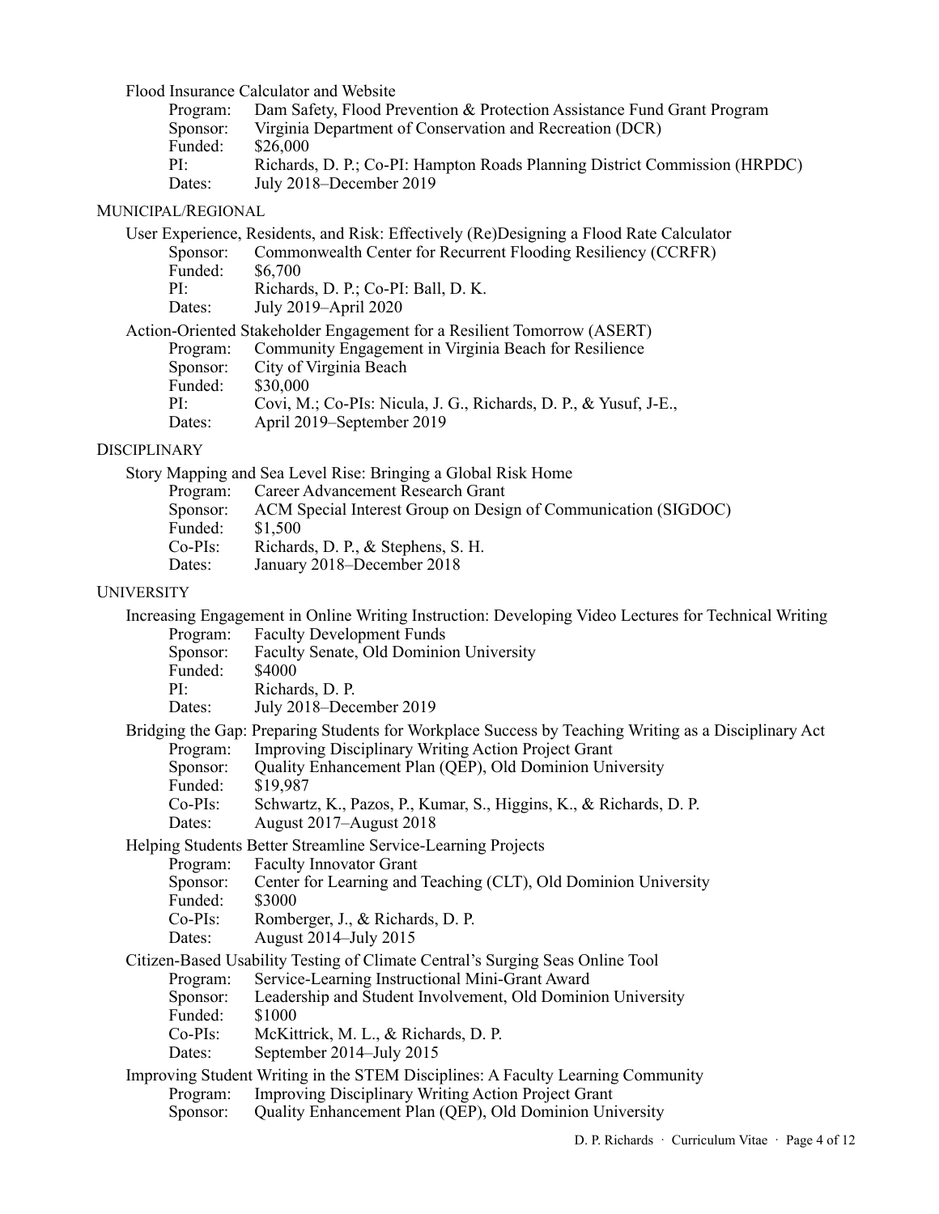Flood Insurance Calculator and Website

Program: Dam Safety, Flood Prevention & Protection Assistance Fund Grant Program
Sponsor: Virginia Department of Conservation and Recreation (DCR)
Funded: $26,000
PI: Richards, D. P.; Co-PI: Hampton Roads Planning District Commission (HRPDC)
Dates: July 2018–December 2019

### MUNICIPAL/REGIONAL

User Experience, Residents, and Risk: Effectively (Re)Designing a Flood Rate Calculator

Sponsor: Commonwealth Center for Recurrent Flooding Resiliency (CCRFR)
Funded: $6,700
PI: Richards, D. P.; Co-PI: Ball, D. K.
Dates: July 2019–April 2020

Action-Oriented Stakeholder Engagement for a Resilient Tomorrow (ASERT)

Program: Community Engagement in Virginia Beach for Resilience
Sponsor: City of Virginia Beach
Funded: $30,000
PI: Covi, M.; Co-PIs: Nicula, J. G., Richards, D. P., & Yusuf, J-E.,
Dates: April 2019–September 2019

### DISCIPLINARY

Story Mapping and Sea Level Rise: Bringing a Global Risk Home

Program: Career Advancement Research Grant
Sponsor: ACM Special Interest Group on Design of Communication (SIGDOC)
Funded: $1,500
Co-PIs: Richards, D. P., & Stephens, S. H.
Dates: January 2018–December 2018

### UNIVERSITY

Increasing Engagement in Online Writing Instruction: Developing Video Lectures for Technical Writing

Program: Faculty Development Funds
Sponsor: Faculty Senate, Old Dominion University
Funded: $4000
PI: Richards, D. P.
Dates: July 2018–December 2019

Bridging the Gap: Preparing Students for Workplace Success by Teaching Writing as a Disciplinary Act

Program: Improving Disciplinary Writing Action Project Grant
Sponsor: Quality Enhancement Plan (QEP), Old Dominion University
Funded: $19,987
Co-PIs: Schwartz, K., Pazos, P., Kumar, S., Higgins, K., & Richards, D. P.
Dates: August 2017–August 2018

Helping Students Better Streamline Service-Learning Projects

Program: Faculty Innovator Grant
Sponsor: Center for Learning and Teaching (CLT), Old Dominion University
Funded: $3000
Co-PIs: Romberger, J., & Richards, D. P.
Dates: August 2014–July 2015

Citizen-Based Usability Testing of Climate Central's Surging Seas Online Tool

Program: Service-Learning Instructional Mini-Grant Award
Sponsor: Leadership and Student Involvement, Old Dominion University
Funded: $1000
Co-PIs: McKittrick, M. L., & Richards, D. P.
Dates: September 2014–July 2015

Improving Student Writing in the STEM Disciplines: A Faculty Learning Community

Program: Improving Disciplinary Writing Action Project Grant
Sponsor: Quality Enhancement Plan (QEP), Old Dominion University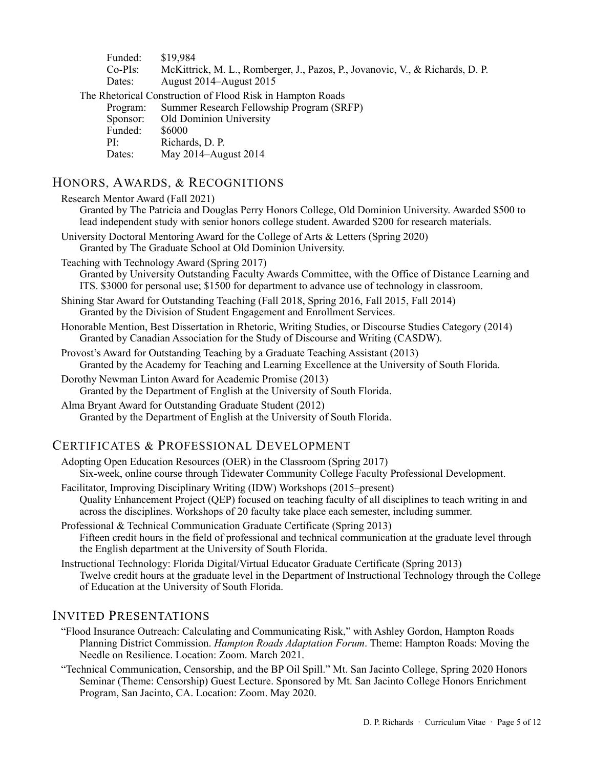Funded: $19,984
Co-PIs: McKittrick, M. L., Romberger, J., Pazos, P., Jovanovic, V., & Richards, D. P.
Dates: August 2014–August 2015

The Rhetorical Construction of Flood Risk in Hampton Roads

Program: Summer Research Fellowship Program (SRFP)
Sponsor: Old Dominion University
Funded: $6000
PI: Richards, D. P.
Dates: May 2014–August 2014

## HONORS, AWARDS, & RECOGNITIONS

Research Mentor Award (Fall 2021)
Granted by The Patricia and Douglas Perry Honors College, Old Dominion University. Awarded $500 to lead independent study with senior honors college student. Awarded $200 for research materials.

University Doctoral Mentoring Award for the College of Arts & Letters (Spring 2020)
Granted by The Graduate School at Old Dominion University.

Teaching with Technology Award (Spring 2017)
Granted by University Outstanding Faculty Awards Committee, with the Office of Distance Learning and ITS. $3000 for personal use; $1500 for department to advance use of technology in classroom.

Shining Star Award for Outstanding Teaching (Fall 2018, Spring 2016, Fall 2015, Fall 2014)
Granted by the Division of Student Engagement and Enrollment Services.

Honorable Mention, Best Dissertation in Rhetoric, Writing Studies, or Discourse Studies Category (2014)
Granted by Canadian Association for the Study of Discourse and Writing (CASDW).

Provost's Award for Outstanding Teaching by a Graduate Teaching Assistant (2013)
Granted by the Academy for Teaching and Learning Excellence at the University of South Florida.

Dorothy Newman Linton Award for Academic Promise (2013)
Granted by the Department of English at the University of South Florida.

Alma Bryant Award for Outstanding Graduate Student (2012)
Granted by the Department of English at the University of South Florida.

## CERTIFICATES & PROFESSIONAL DEVELOPMENT

Adopting Open Education Resources (OER) in the Classroom (Spring 2017)
Six-week, online course through Tidewater Community College Faculty Professional Development.

Facilitator, Improving Disciplinary Writing (IDW) Workshops (2015–present)
Quality Enhancement Project (QEP) focused on teaching faculty of all disciplines to teach writing in and across the disciplines. Workshops of 20 faculty take place each semester, including summer.

Professional & Technical Communication Graduate Certificate (Spring 2013)
Fifteen credit hours in the field of professional and technical communication at the graduate level through the English department at the University of South Florida.

Instructional Technology: Florida Digital/Virtual Educator Graduate Certificate (Spring 2013)
Twelve credit hours at the graduate level in the Department of Instructional Technology through the College of Education at the University of South Florida.

## INVITED PRESENTATIONS

"Flood Insurance Outreach: Calculating and Communicating Risk," with Ashley Gordon, Hampton Roads Planning District Commission. *Hampton Roads Adaptation Forum*. Theme: Hampton Roads: Moving the Needle on Resilience. Location: Zoom. March 2021.

"Technical Communication, Censorship, and the BP Oil Spill." Mt. San Jacinto College, Spring 2020 Honors Seminar (Theme: Censorship) Guest Lecture. Sponsored by Mt. San Jacinto College Honors Enrichment Program, San Jacinto, CA. Location: Zoom. May 2020.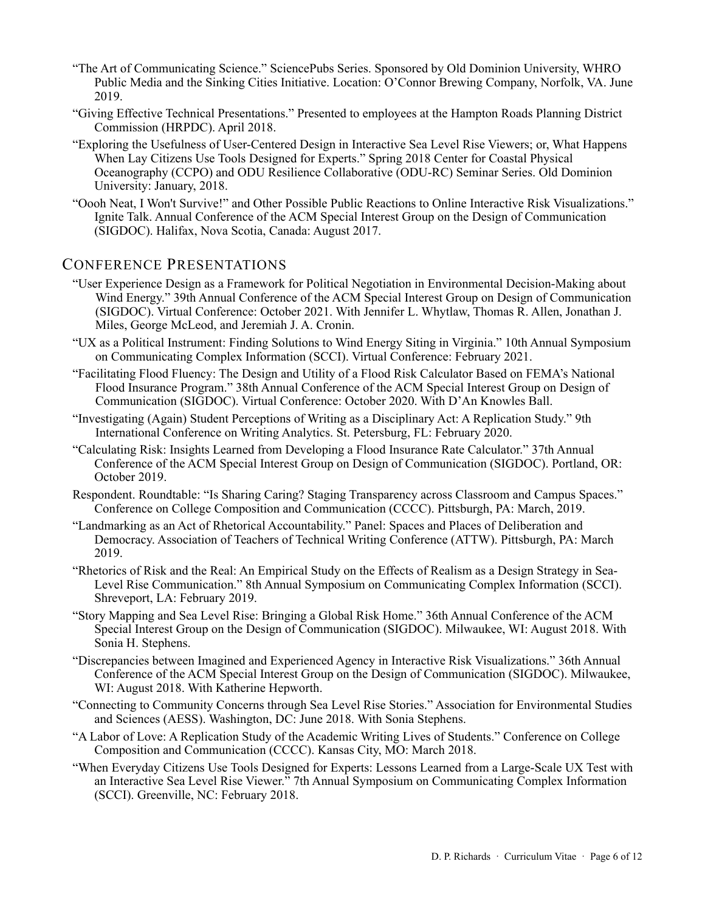"The Art of Communicating Science." SciencePubs Series. Sponsored by Old Dominion University, WHRO Public Media and the Sinking Cities Initiative. Location: O'Connor Brewing Company, Norfolk, VA. June 2019.

"Giving Effective Technical Presentations." Presented to employees at the Hampton Roads Planning District Commission (HRPDC). April 2018.

"Exploring the Usefulness of User-Centered Design in Interactive Sea Level Rise Viewers; or, What Happens When Lay Citizens Use Tools Designed for Experts." Spring 2018 Center for Coastal Physical Oceanography (CCPO) and ODU Resilience Collaborative (ODU-RC) Seminar Series. Old Dominion University: January, 2018.

"Oooh Neat, I Won't Survive!" and Other Possible Public Reactions to Online Interactive Risk Visualizations." Ignite Talk. Annual Conference of the ACM Special Interest Group on the Design of Communication (SIGDOC). Halifax, Nova Scotia, Canada: August 2017.

## Conference Presentations

"User Experience Design as a Framework for Political Negotiation in Environmental Decision-Making about Wind Energy." 39th Annual Conference of the ACM Special Interest Group on Design of Communication (SIGDOC). Virtual Conference: October 2021. With Jennifer L. Whytlaw, Thomas R. Allen, Jonathan J. Miles, George McLeod, and Jeremiah J. A. Cronin.

"UX as a Political Instrument: Finding Solutions to Wind Energy Siting in Virginia." 10th Annual Symposium on Communicating Complex Information (SCCI). Virtual Conference: February 2021.

"Facilitating Flood Fluency: The Design and Utility of a Flood Risk Calculator Based on FEMA's National Flood Insurance Program." 38th Annual Conference of the ACM Special Interest Group on Design of Communication (SIGDOC). Virtual Conference: October 2020. With D'An Knowles Ball.

"Investigating (Again) Student Perceptions of Writing as a Disciplinary Act: A Replication Study." 9th International Conference on Writing Analytics. St. Petersburg, FL: February 2020.

"Calculating Risk: Insights Learned from Developing a Flood Insurance Rate Calculator." 37th Annual Conference of the ACM Special Interest Group on Design of Communication (SIGDOC). Portland, OR: October 2019.

Respondent. Roundtable: "Is Sharing Caring? Staging Transparency across Classroom and Campus Spaces." Conference on College Composition and Communication (CCCC). Pittsburgh, PA: March, 2019.

"Landmarking as an Act of Rhetorical Accountability." Panel: Spaces and Places of Deliberation and Democracy. Association of Teachers of Technical Writing Conference (ATTW). Pittsburgh, PA: March 2019.

"Rhetorics of Risk and the Real: An Empirical Study on the Effects of Realism as a Design Strategy in Sea-Level Rise Communication." 8th Annual Symposium on Communicating Complex Information (SCCI). Shreveport, LA: February 2019.

"Story Mapping and Sea Level Rise: Bringing a Global Risk Home." 36th Annual Conference of the ACM Special Interest Group on the Design of Communication (SIGDOC). Milwaukee, WI: August 2018. With Sonia H. Stephens.

"Discrepancies between Imagined and Experienced Agency in Interactive Risk Visualizations." 36th Annual Conference of the ACM Special Interest Group on the Design of Communication (SIGDOC). Milwaukee, WI: August 2018. With Katherine Hepworth.

"Connecting to Community Concerns through Sea Level Rise Stories." Association for Environmental Studies and Sciences (AESS). Washington, DC: June 2018. With Sonia Stephens.

"A Labor of Love: A Replication Study of the Academic Writing Lives of Students." Conference on College Composition and Communication (CCCC). Kansas City, MO: March 2018.

"When Everyday Citizens Use Tools Designed for Experts: Lessons Learned from a Large-Scale UX Test with an Interactive Sea Level Rise Viewer." 7th Annual Symposium on Communicating Complex Information (SCCI). Greenville, NC: February 2018.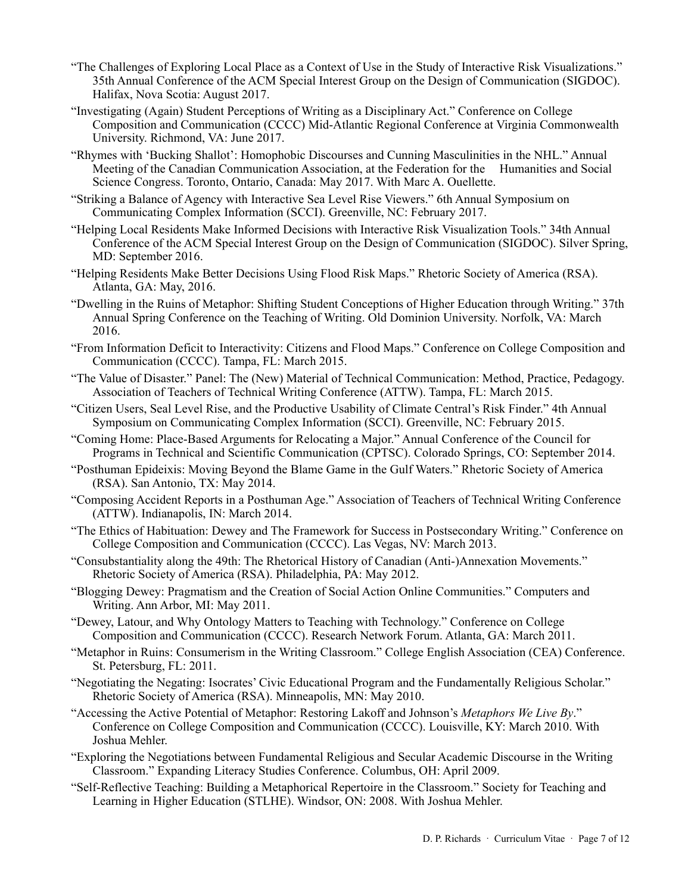"The Challenges of Exploring Local Place as a Context of Use in the Study of Interactive Risk Visualizations." 35th Annual Conference of the ACM Special Interest Group on the Design of Communication (SIGDOC). Halifax, Nova Scotia: August 2017.

"Investigating (Again) Student Perceptions of Writing as a Disciplinary Act." Conference on College Composition and Communication (CCCC) Mid-Atlantic Regional Conference at Virginia Commonwealth University. Richmond, VA: June 2017.

"Rhymes with 'Bucking Shallot': Homophobic Discourses and Cunning Masculinities in the NHL." Annual Meeting of the Canadian Communication Association, at the Federation for the Humanities and Social Science Congress. Toronto, Ontario, Canada: May 2017. With Marc A. Ouellette.

"Striking a Balance of Agency with Interactive Sea Level Rise Viewers." 6th Annual Symposium on Communicating Complex Information (SCCI). Greenville, NC: February 2017.

"Helping Local Residents Make Informed Decisions with Interactive Risk Visualization Tools." 34th Annual Conference of the ACM Special Interest Group on the Design of Communication (SIGDOC). Silver Spring, MD: September 2016.

"Helping Residents Make Better Decisions Using Flood Risk Maps." Rhetoric Society of America (RSA). Atlanta, GA: May, 2016.

"Dwelling in the Ruins of Metaphor: Shifting Student Conceptions of Higher Education through Writing." 37th Annual Spring Conference on the Teaching of Writing. Old Dominion University. Norfolk, VA: March 2016.

"From Information Deficit to Interactivity: Citizens and Flood Maps." Conference on College Composition and Communication (CCCC). Tampa, FL: March 2015.

"The Value of Disaster." Panel: The (New) Material of Technical Communication: Method, Practice, Pedagogy. Association of Teachers of Technical Writing Conference (ATTW). Tampa, FL: March 2015.

"Citizen Users, Seal Level Rise, and the Productive Usability of Climate Central's Risk Finder." 4th Annual Symposium on Communicating Complex Information (SCCI). Greenville, NC: February 2015.

"Coming Home: Place-Based Arguments for Relocating a Major." Annual Conference of the Council for Programs in Technical and Scientific Communication (CPTSC). Colorado Springs, CO: September 2014.

"Posthuman Epideixis: Moving Beyond the Blame Game in the Gulf Waters." Rhetoric Society of America (RSA). San Antonio, TX: May 2014.

"Composing Accident Reports in a Posthuman Age." Association of Teachers of Technical Writing Conference (ATTW). Indianapolis, IN: March 2014.

"The Ethics of Habituation: Dewey and The Framework for Success in Postsecondary Writing." Conference on College Composition and Communication (CCCC). Las Vegas, NV: March 2013.

"Consubstantiality along the 49th: The Rhetorical History of Canadian (Anti-)Annexation Movements." Rhetoric Society of America (RSA). Philadelphia, PA: May 2012.

"Blogging Dewey: Pragmatism and the Creation of Social Action Online Communities." Computers and Writing. Ann Arbor, MI: May 2011.

"Dewey, Latour, and Why Ontology Matters to Teaching with Technology." Conference on College Composition and Communication (CCCC). Research Network Forum. Atlanta, GA: March 2011.

"Metaphor in Ruins: Consumerism in the Writing Classroom." College English Association (CEA) Conference. St. Petersburg, FL: 2011.

"Negotiating the Negating: Isocrates' Civic Educational Program and the Fundamentally Religious Scholar." Rhetoric Society of America (RSA). Minneapolis, MN: May 2010.

"Accessing the Active Potential of Metaphor: Restoring Lakoff and Johnson's *Metaphors We Live By*." Conference on College Composition and Communication (CCCC). Louisville, KY: March 2010. With Joshua Mehler.

"Exploring the Negotiations between Fundamental Religious and Secular Academic Discourse in the Writing Classroom." Expanding Literacy Studies Conference. Columbus, OH: April 2009.

"Self-Reflective Teaching: Building a Metaphorical Repertoire in the Classroom." Society for Teaching and Learning in Higher Education (STLHE). Windsor, ON: 2008. With Joshua Mehler.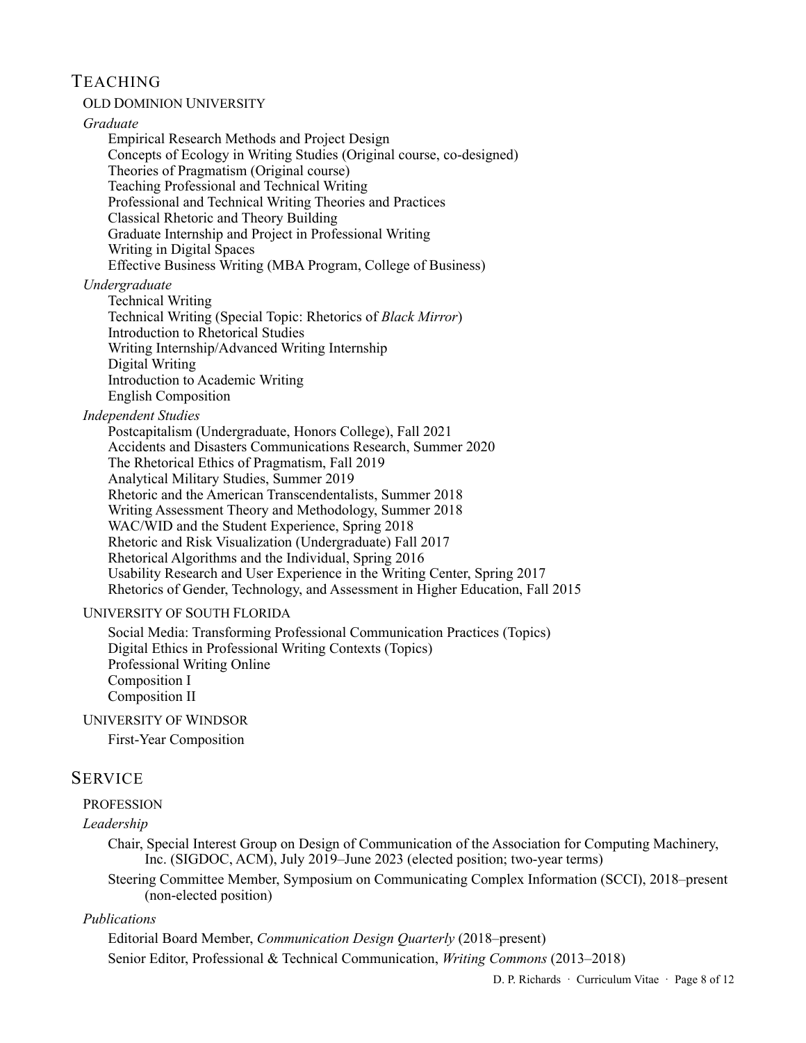## TEACHING

### OLD DOMINION UNIVERSITY

*Graduate*

Empirical Research Methods and Project Design
Concepts of Ecology in Writing Studies (Original course, co-designed)
Theories of Pragmatism (Original course)
Teaching Professional and Technical Writing
Professional and Technical Writing Theories and Practices
Classical Rhetoric and Theory Building
Graduate Internship and Project in Professional Writing
Writing in Digital Spaces
Effective Business Writing (MBA Program, College of Business)

*Undergraduate*

Technical Writing
Technical Writing (Special Topic: Rhetorics of *Black Mirror*)
Introduction to Rhetorical Studies
Writing Internship/Advanced Writing Internship
Digital Writing
Introduction to Academic Writing
English Composition

*Independent Studies*

Postcapitalism (Undergraduate, Honors College), Fall 2021
Accidents and Disasters Communications Research, Summer 2020
The Rhetorical Ethics of Pragmatism, Fall 2019
Analytical Military Studies, Summer 2019
Rhetoric and the American Transcendentalists, Summer 2018
Writing Assessment Theory and Methodology, Summer 2018
WAC/WID and the Student Experience, Spring 2018
Rhetoric and Risk Visualization (Undergraduate) Fall 2017
Rhetorical Algorithms and the Individual, Spring 2016
Usability Research and User Experience in the Writing Center, Spring 2017
Rhetorics of Gender, Technology, and Assessment in Higher Education, Fall 2015

### UNIVERSITY OF SOUTH FLORIDA

Social Media: Transforming Professional Communication Practices (Topics)
Digital Ethics in Professional Writing Contexts (Topics)
Professional Writing Online
Composition I
Composition II

### UNIVERSITY OF WINDSOR

First-Year Composition

## SERVICE

### PROFESSION

*Leadership*

Chair, Special Interest Group on Design of Communication of the Association for Computing Machinery, Inc. (SIGDOC, ACM), July 2019–June 2023 (elected position; two-year terms)

Steering Committee Member, Symposium on Communicating Complex Information (SCCI), 2018–present (non-elected position)

*Publications*

Editorial Board Member, *Communication Design Quarterly* (2018–present)

Senior Editor, Professional & Technical Communication, *Writing Commons* (2013–2018)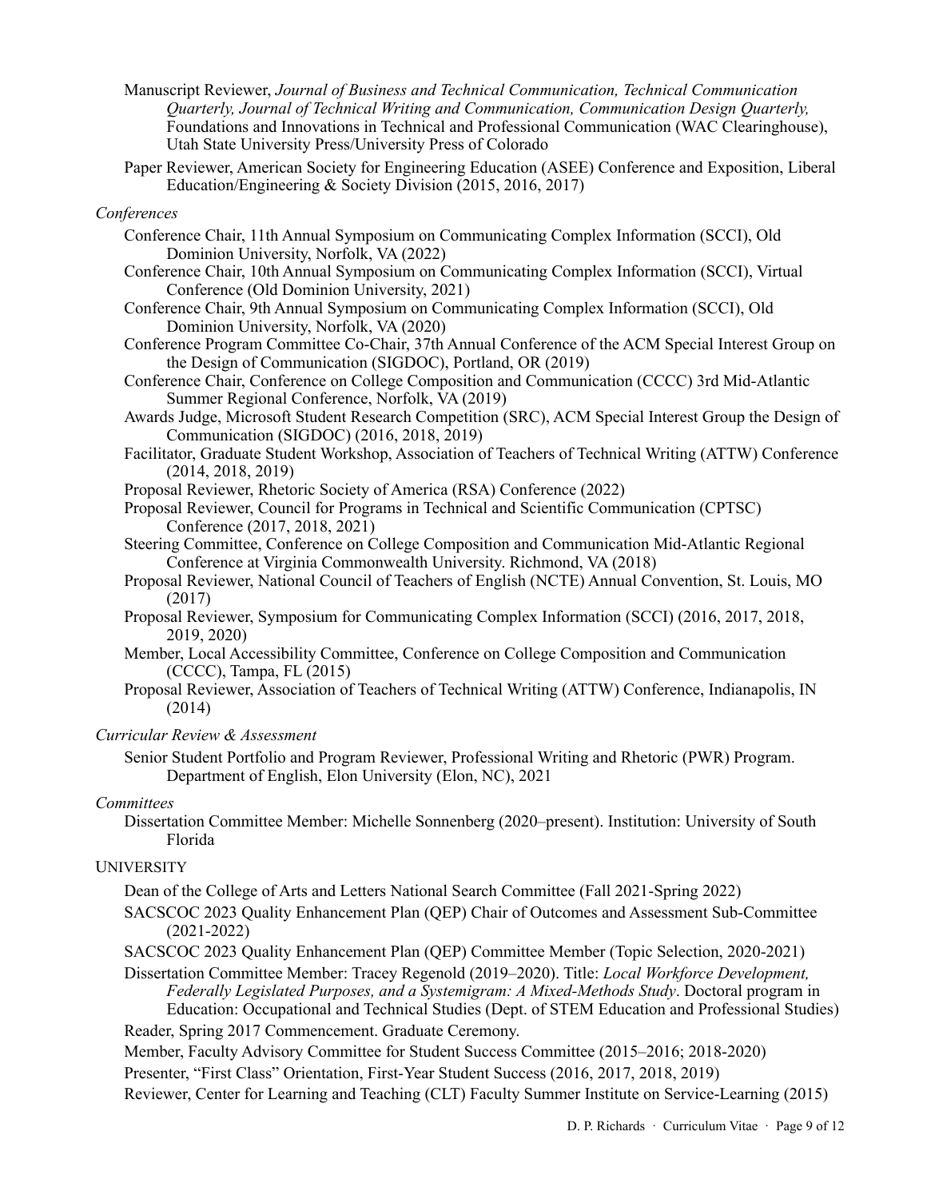Manuscript Reviewer, *Journal of Business and Technical Communication, Technical Communication Quarterly, Journal of Technical Writing and Communication, Communication Design Quarterly,* Foundations and Innovations in Technical and Professional Communication (WAC Clearinghouse), Utah State University Press/University Press of Colorado

Paper Reviewer, American Society for Engineering Education (ASEE) Conference and Exposition, Liberal Education/Engineering & Society Division (2015, 2016, 2017)

*Conferences*

Conference Chair, 11th Annual Symposium on Communicating Complex Information (SCCI), Old Dominion University, Norfolk, VA (2022)

Conference Chair, 10th Annual Symposium on Communicating Complex Information (SCCI), Virtual Conference (Old Dominion University, 2021)

Conference Chair, 9th Annual Symposium on Communicating Complex Information (SCCI), Old Dominion University, Norfolk, VA (2020)

Conference Program Committee Co-Chair, 37th Annual Conference of the ACM Special Interest Group on the Design of Communication (SIGDOC), Portland, OR (2019)

Conference Chair, Conference on College Composition and Communication (CCCC) 3rd Mid-Atlantic Summer Regional Conference, Norfolk, VA (2019)

Awards Judge, Microsoft Student Research Competition (SRC), ACM Special Interest Group the Design of Communication (SIGDOC) (2016, 2018, 2019)

Facilitator, Graduate Student Workshop, Association of Teachers of Technical Writing (ATTW) Conference (2014, 2018, 2019)

Proposal Reviewer, Rhetoric Society of America (RSA) Conference (2022)

Proposal Reviewer, Council for Programs in Technical and Scientific Communication (CPTSC) Conference (2017, 2018, 2021)

Steering Committee, Conference on College Composition and Communication Mid-Atlantic Regional Conference at Virginia Commonwealth University. Richmond, VA (2018)

Proposal Reviewer, National Council of Teachers of English (NCTE) Annual Convention, St. Louis, MO (2017)

Proposal Reviewer, Symposium for Communicating Complex Information (SCCI) (2016, 2017, 2018, 2019, 2020)

Member, Local Accessibility Committee, Conference on College Composition and Communication (CCCC), Tampa, FL (2015)

Proposal Reviewer, Association of Teachers of Technical Writing (ATTW) Conference, Indianapolis, IN (2014)

*Curricular Review & Assessment*

Senior Student Portfolio and Program Reviewer, Professional Writing and Rhetoric (PWR) Program. Department of English, Elon University (Elon, NC), 2021

*Committees*

Dissertation Committee Member: Michelle Sonnenberg (2020–present). Institution: University of South Florida

UNIVERSITY

Dean of the College of Arts and Letters National Search Committee (Fall 2021-Spring 2022)

SACSCOC 2023 Quality Enhancement Plan (QEP) Chair of Outcomes and Assessment Sub-Committee (2021-2022)

SACSCOC 2023 Quality Enhancement Plan (QEP) Committee Member (Topic Selection, 2020-2021)

Dissertation Committee Member: Tracey Regenold (2019–2020). Title: *Local Workforce Development, Federally Legislated Purposes, and a Systemigram: A Mixed-Methods Study*. Doctoral program in Education: Occupational and Technical Studies (Dept. of STEM Education and Professional Studies)

Reader, Spring 2017 Commencement. Graduate Ceremony.

Member, Faculty Advisory Committee for Student Success Committee (2015–2016; 2018-2020)

Presenter, "First Class" Orientation, First-Year Student Success (2016, 2017, 2018, 2019)

Reviewer, Center for Learning and Teaching (CLT) Faculty Summer Institute on Service-Learning (2015)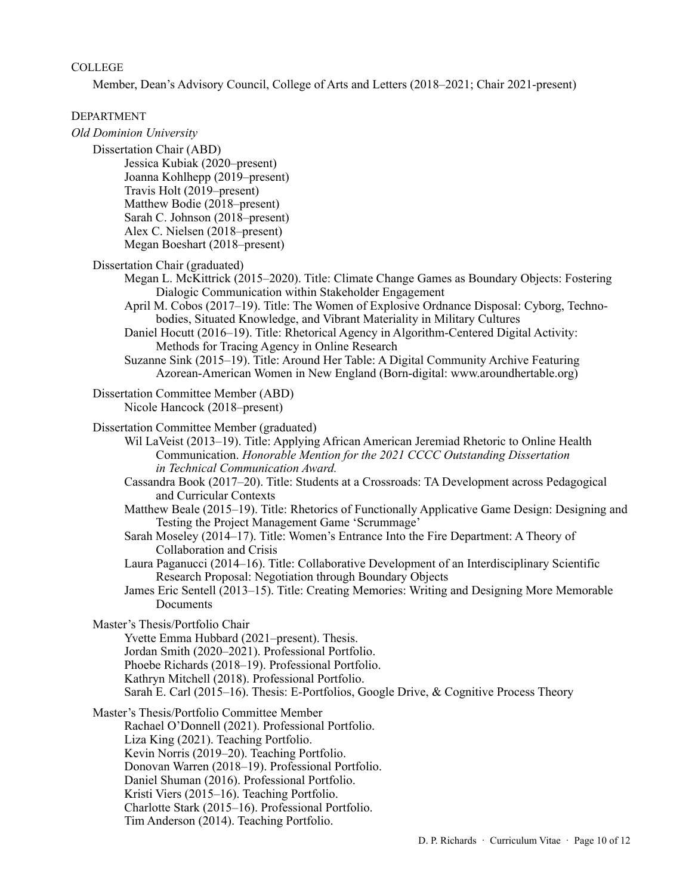## College

Member, Dean's Advisory Council, College of Arts and Letters (2018–2021; Chair 2021-present)

## Department

*Old Dominion University*

Dissertation Chair (ABD)

- Jessica Kubiak (2020–present)
- Joanna Kohlhepp (2019–present)
- Travis Holt (2019–present)
- Matthew Bodie (2018–present)
- Sarah C. Johnson (2018–present)
- Alex C. Nielsen (2018–present)
- Megan Boeshart (2018–present)

Dissertation Chair (graduated)

- Megan L. McKittrick (2015–2020). Title: Climate Change Games as Boundary Objects: Fostering Dialogic Communication within Stakeholder Engagement
- April M. Cobos (2017–19). Title: The Women of Explosive Ordnance Disposal: Cyborg, Techno-bodies, Situated Knowledge, and Vibrant Materiality in Military Cultures
- Daniel Hocutt (2016–19). Title: Rhetorical Agency in Algorithm-Centered Digital Activity: Methods for Tracing Agency in Online Research
- Suzanne Sink (2015–19). Title: Around Her Table: A Digital Community Archive Featuring Azorean-American Women in New England (Born-digital: www.aroundhertable.org)

Dissertation Committee Member (ABD)

- Nicole Hancock (2018–present)

Dissertation Committee Member (graduated)

- Wil LaVeist (2013–19). Title: Applying African American Jeremiad Rhetoric to Online Health Communication. *Honorable Mention for the 2021 CCCC Outstanding Dissertation in Technical Communication Award.*
- Cassandra Book (2017–20). Title: Students at a Crossroads: TA Development across Pedagogical and Curricular Contexts
- Matthew Beale (2015–19). Title: Rhetorics of Functionally Applicative Game Design: Designing and Testing the Project Management Game 'Scrummage'
- Sarah Moseley (2014–17). Title: Women's Entrance Into the Fire Department: A Theory of Collaboration and Crisis
- Laura Paganucci (2014–16). Title: Collaborative Development of an Interdisciplinary Scientific Research Proposal: Negotiation through Boundary Objects
- James Eric Sentell (2013–15). Title: Creating Memories: Writing and Designing More Memorable Documents

Master's Thesis/Portfolio Chair

- Yvette Emma Hubbard (2021–present). Thesis.
- Jordan Smith (2020–2021). Professional Portfolio.
- Phoebe Richards (2018–19). Professional Portfolio.
- Kathryn Mitchell (2018). Professional Portfolio.
- Sarah E. Carl (2015–16). Thesis: E-Portfolios, Google Drive, & Cognitive Process Theory

Master's Thesis/Portfolio Committee Member

- Rachael O'Donnell (2021). Professional Portfolio.
- Liza King (2021). Teaching Portfolio.
- Kevin Norris (2019–20). Teaching Portfolio.
- Donovan Warren (2018–19). Professional Portfolio.
- Daniel Shuman (2016). Professional Portfolio.
- Kristi Viers (2015–16). Teaching Portfolio.
- Charlotte Stark (2015–16). Professional Portfolio.
- Tim Anderson (2014). Teaching Portfolio.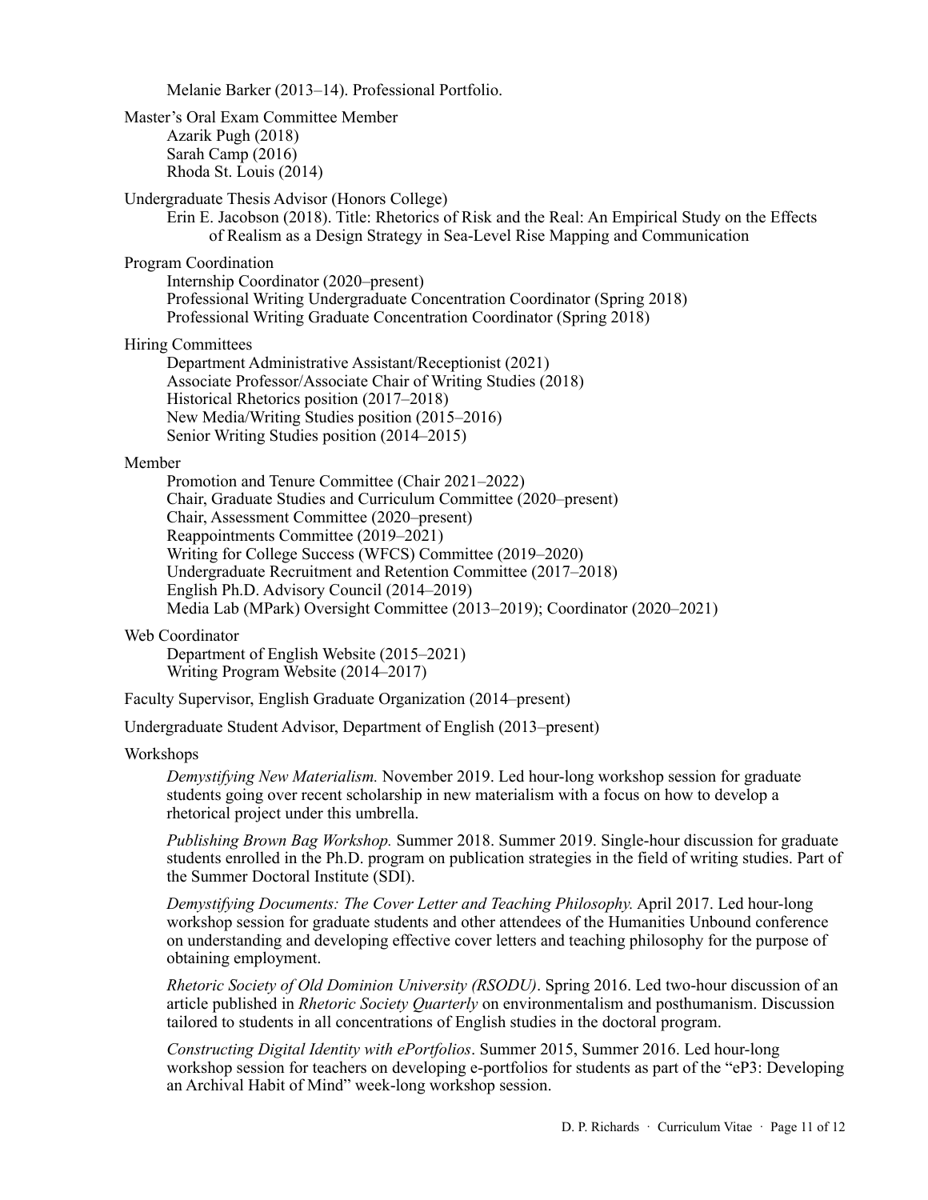Melanie Barker (2013–14). Professional Portfolio.

Master's Oral Exam Committee Member

- Azarik Pugh (2018)
- Sarah Camp (2016)
- Rhoda St. Louis (2014)

Undergraduate Thesis Advisor (Honors College)

- Erin E. Jacobson (2018). Title: Rhetorics of Risk and the Real: An Empirical Study on the Effects of Realism as a Design Strategy in Sea-Level Rise Mapping and Communication

Program Coordination

- Internship Coordinator (2020–present)
- Professional Writing Undergraduate Concentration Coordinator (Spring 2018)
- Professional Writing Graduate Concentration Coordinator (Spring 2018)

Hiring Committees

- Department Administrative Assistant/Receptionist (2021)
- Associate Professor/Associate Chair of Writing Studies (2018)
- Historical Rhetorics position (2017–2018)
- New Media/Writing Studies position (2015–2016)
- Senior Writing Studies position (2014–2015)

Member

- Promotion and Tenure Committee (Chair 2021–2022)
- Chair, Graduate Studies and Curriculum Committee (2020–present)
- Chair, Assessment Committee (2020–present)
- Reappointments Committee (2019–2021)
- Writing for College Success (WFCS) Committee (2019–2020)
- Undergraduate Recruitment and Retention Committee (2017–2018)
- English Ph.D. Advisory Council (2014–2019)
- Media Lab (MPark) Oversight Committee (2013–2019); Coordinator (2020–2021)

Web Coordinator

- Department of English Website (2015–2021)
- Writing Program Website (2014–2017)

Faculty Supervisor, English Graduate Organization (2014–present)

Undergraduate Student Advisor, Department of English (2013–present)

Workshops

*Demystifying New Materialism.* November 2019. Led hour-long workshop session for graduate students going over recent scholarship in new materialism with a focus on how to develop a rhetorical project under this umbrella.

*Publishing Brown Bag Workshop.* Summer 2018. Summer 2019. Single-hour discussion for graduate students enrolled in the Ph.D. program on publication strategies in the field of writing studies. Part of the Summer Doctoral Institute (SDI).

*Demystifying Documents: The Cover Letter and Teaching Philosophy.* April 2017. Led hour-long workshop session for graduate students and other attendees of the Humanities Unbound conference on understanding and developing effective cover letters and teaching philosophy for the purpose of obtaining employment.

*Rhetoric Society of Old Dominion University (RSODU)*. Spring 2016. Led two-hour discussion of an article published in *Rhetoric Society Quarterly* on environmentalism and posthumanism. Discussion tailored to students in all concentrations of English studies in the doctoral program.

*Constructing Digital Identity with ePortfolios*. Summer 2015, Summer 2016. Led hour-long workshop session for teachers on developing e-portfolios for students as part of the "eP3: Developing an Archival Habit of Mind" week-long workshop session.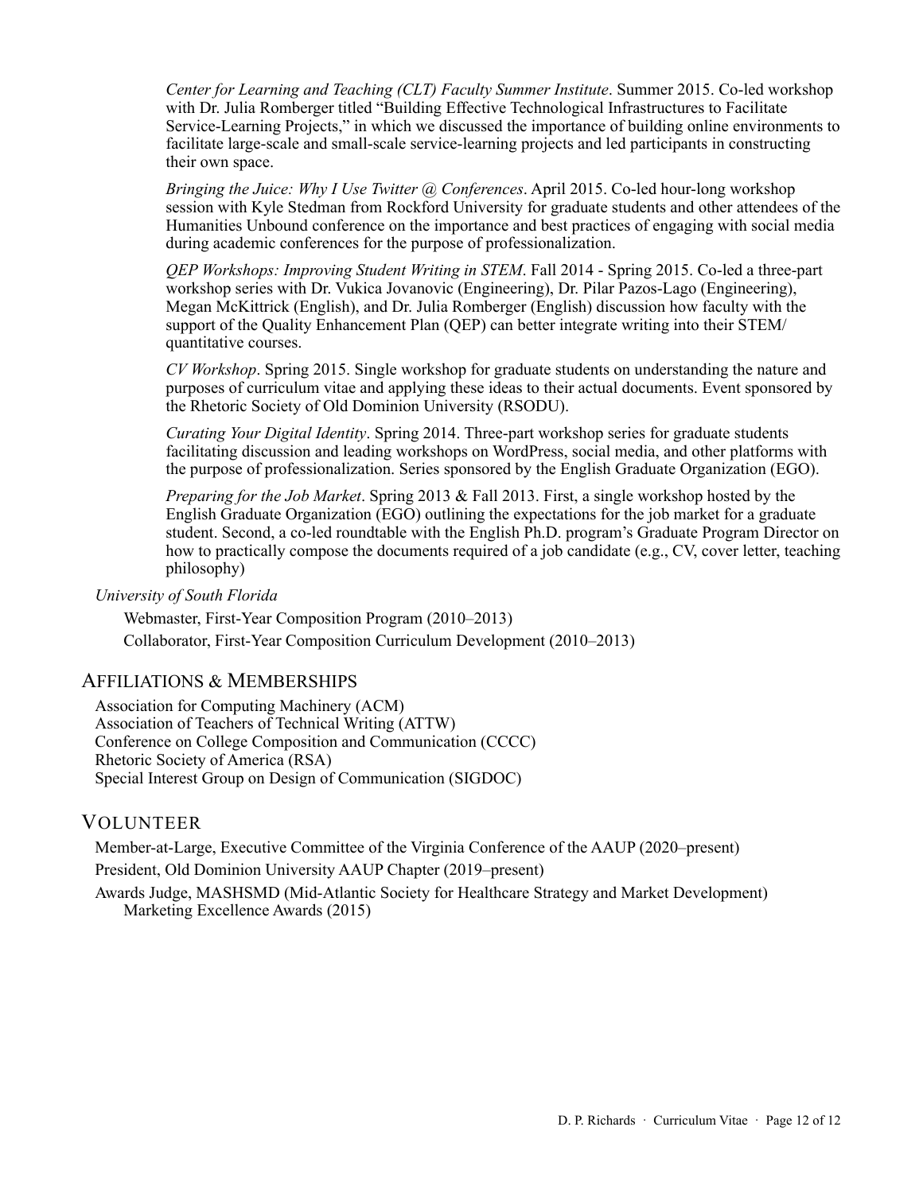*Center for Learning and Teaching (CLT) Faculty Summer Institute*. Summer 2015. Co-led workshop with Dr. Julia Romberger titled "Building Effective Technological Infrastructures to Facilitate Service-Learning Projects," in which we discussed the importance of building online environments to facilitate large-scale and small-scale service-learning projects and led participants in constructing their own space.

*Bringing the Juice: Why I Use Twitter @ Conferences*. April 2015. Co-led hour-long workshop session with Kyle Stedman from Rockford University for graduate students and other attendees of the Humanities Unbound conference on the importance and best practices of engaging with social media during academic conferences for the purpose of professionalization.

*QEP Workshops: Improving Student Writing in STEM*. Fall 2014 - Spring 2015. Co-led a three-part workshop series with Dr. Vukica Jovanovic (Engineering), Dr. Pilar Pazos-Lago (Engineering), Megan McKittrick (English), and Dr. Julia Romberger (English) discussion how faculty with the support of the Quality Enhancement Plan (QEP) can better integrate writing into their STEM/ quantitative courses.

*CV Workshop*. Spring 2015. Single workshop for graduate students on understanding the nature and purposes of curriculum vitae and applying these ideas to their actual documents. Event sponsored by the Rhetoric Society of Old Dominion University (RSODU).

*Curating Your Digital Identity*. Spring 2014. Three-part workshop series for graduate students facilitating discussion and leading workshops on WordPress, social media, and other platforms with the purpose of professionalization. Series sponsored by the English Graduate Organization (EGO).

*Preparing for the Job Market*. Spring 2013 & Fall 2013. First, a single workshop hosted by the English Graduate Organization (EGO) outlining the expectations for the job market for a graduate student. Second, a co-led roundtable with the English Ph.D. program's Graduate Program Director on how to practically compose the documents required of a job candidate (e.g., CV, cover letter, teaching philosophy)

*University of South Florida*

Webmaster, First-Year Composition Program (2010–2013)

Collaborator, First-Year Composition Curriculum Development (2010–2013)

## Affiliations & Memberships

Association for Computing Machinery (ACM)
Association of Teachers of Technical Writing (ATTW)
Conference on College Composition and Communication (CCCC)
Rhetoric Society of America (RSA)
Special Interest Group on Design of Communication (SIGDOC)

## Volunteer

Member-at-Large, Executive Committee of the Virginia Conference of the AAUP (2020–present)

President, Old Dominion University AAUP Chapter (2019–present)

Awards Judge, MASHSMD (Mid-Atlantic Society for Healthcare Strategy and Market Development) Marketing Excellence Awards (2015)